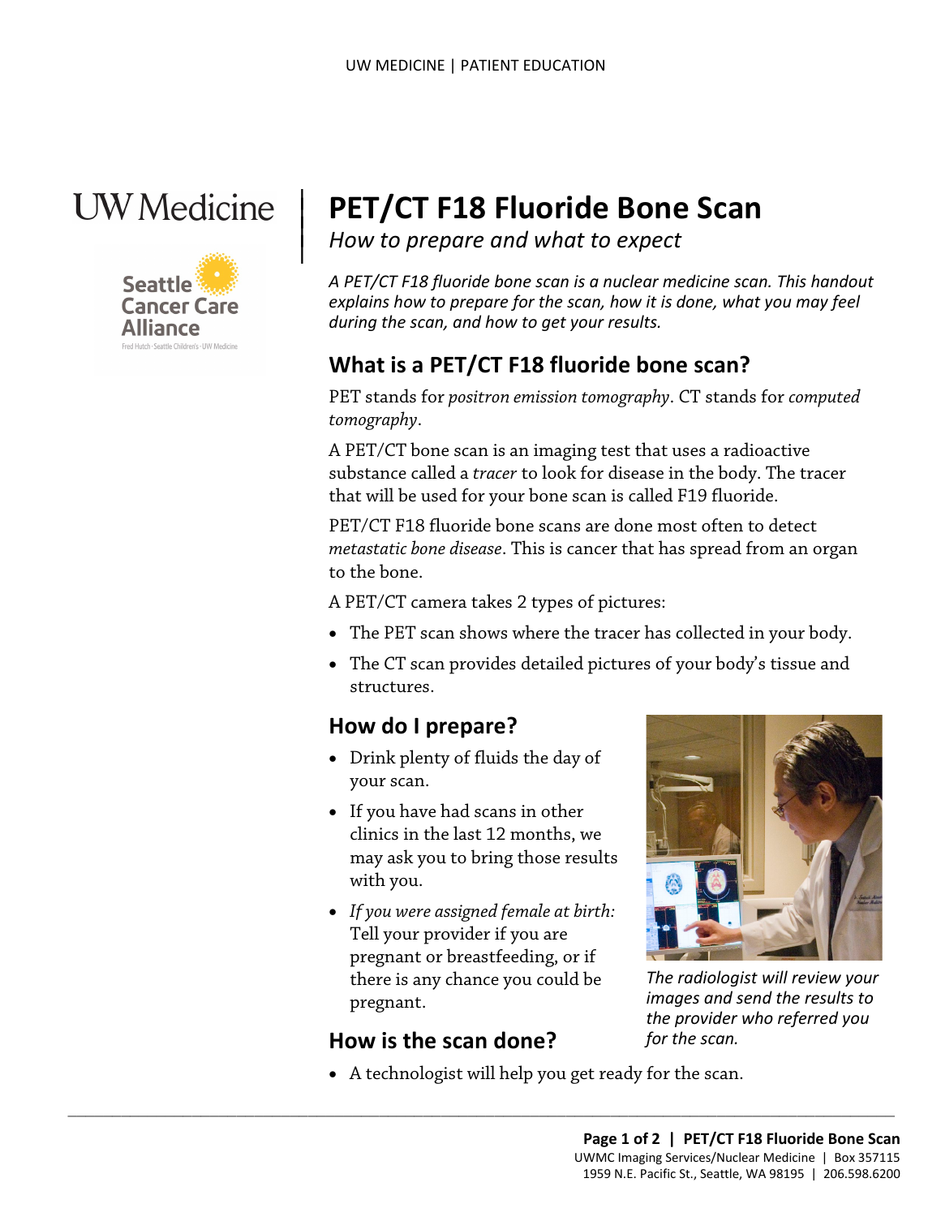# PET/CT F18 Fluoride Bone Scan

*How to prepare and what to expect*

*A PET/CT F18 fluoride bone scan is a nuclear medicine scan. This handout explains how to prepare for the scan, how it is done, what you may feel during the scan, and how to get your results.*

## What is a PET/CT F18 fluoride bone scan?

PET stands for *positron emission tomography*. CT stands for *computed tomography*.

A PET/CT bone scan is an imaging test that uses a radioactive substance called a *tracer* to look for disease in the body. The tracer that will be used for your bone scan is called F19 fluoride.

PET/CT F18 fluoride bone scans are done most often to detect *metastatic bone disease*. This is cancer that has spread from an organ to the bone.

A PET/CT camera takes 2 types of pictures:

- The PET scan shows where the tracer has collected in your body.
- The CT scan provides detailed pictures of your body's tissue and structures.

## How do I prepare?

- Drink plenty of fluids the day of your scan.
- If you have had scans in other clinics in the last 12 months, we may ask you to bring those results with you.
- *If you were assigned female at birth:* Tell your provider if you are pregnant or breastfeeding, or if there is any chance you could be pregnant.

*The radiologist will review your images and send the results to the provider who referred you for the scan.*

## How is the scan done?

- A technologist will help you get ready for the scan.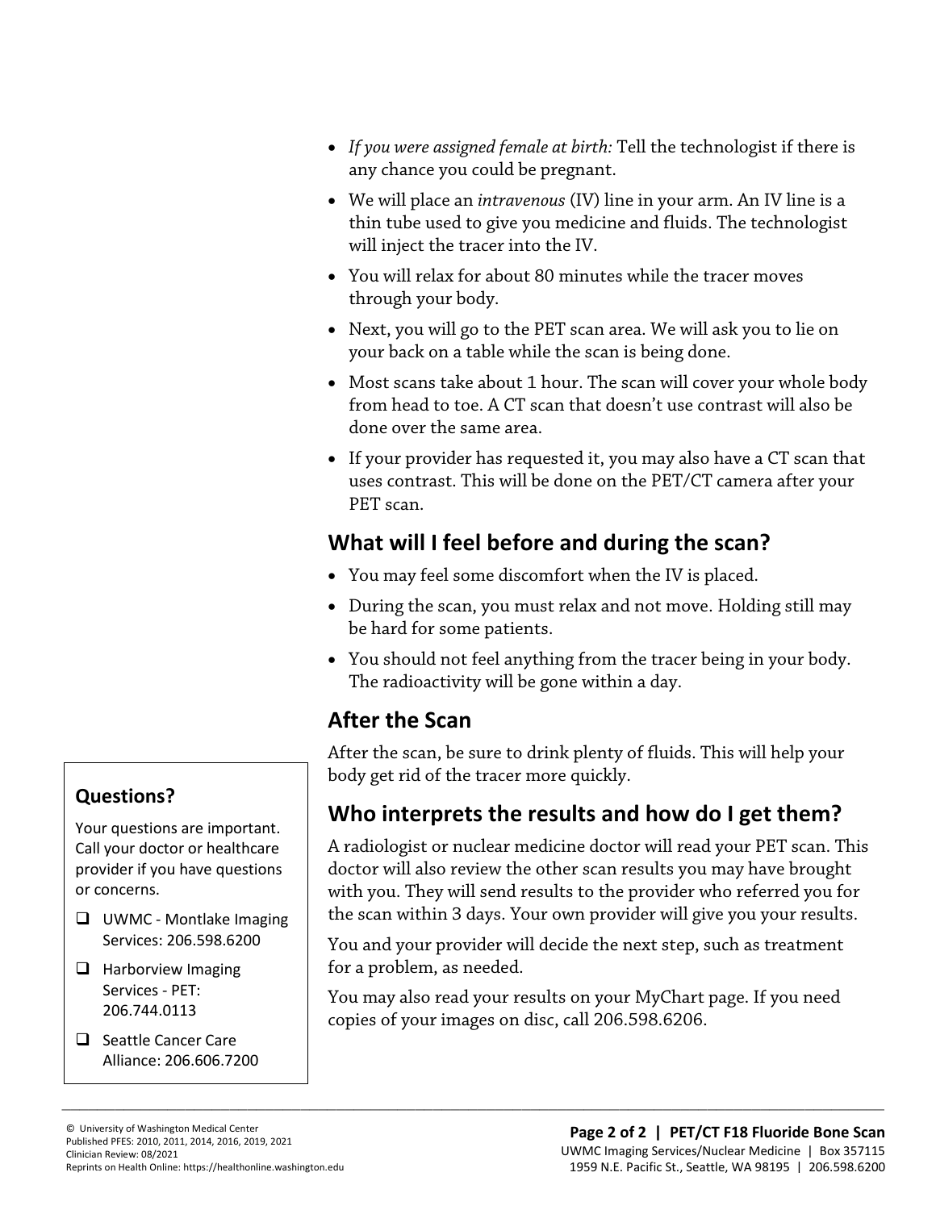- *If you were assigned female at birth:* Tell the technologist if there is any chance you could be pregnant.
- We will place an *intravenous* (IV) line in your arm. An IV line is a thin tube used to give you medicine and fluids. The technologist will inject the tracer into the IV.
- You will relax for about 80 minutes while the tracer moves through your body.
- Next, you will go to the PET scan area. We will ask you to lie on your back on a table while the scan is being done.
- Most scans take about 1 hour. The scan will cover your whole body from head to toe. A CT scan that doesn't use contrast will also be done over the same area.
- If your provider has requested it, you may also have a CT scan that uses contrast. This will be done on the PET/CT camera after your PET scan.

## What will I feel before and during the scan?

- You may feel some discomfort when the IV is placed.
- During the scan, you must relax and not move. Holding still may be hard for some patients.
- You should not feel anything from the tracer being in your body. The radioactivity will be gone within a day.

## After the Scan

After the scan, be sure to drink plenty of fluids. This will help your body get rid of the tracer more quickly.

## Who interprets the results and how do I get them?

A radiologist or nuclear medicine doctor will read your PET scan. This doctor will also review the other scan results you may have brought with you. They will send results to the provider who referred you for the scan within 3 days. Your own provider will give you your results.

You and your provider will decide the next step, such as treatment for a problem, as needed.

You may also read your results on your MyChart page. If you need copies of your images on disc, call 206.598.6206.

### Questions?

Your questions are important. Call your doctor or healthcare provider if you have questions or concerns.

- ❑ UWMC - Montlake Imaging Services: 206.598.6200
- ❑ Harborview Imaging Services - PET: 206.744.0113
- ❑ Seattle Cancer Care Alliance: 206.606.7200

© University of Washington Medical Center
Published PFES: 2010, 2011, 2014, 2016, 2019, 2021
Clinician Review: 08/2021
Reprints on Health Online: https://healthonline.washington.edu

**PET/CT F18 Fluoride Bone Scan**
UWMC Imaging Services/Nuclear Medicine | Box 357115
1959 N.E. Pacific St., Seattle, WA 98195 | 206.598.6200